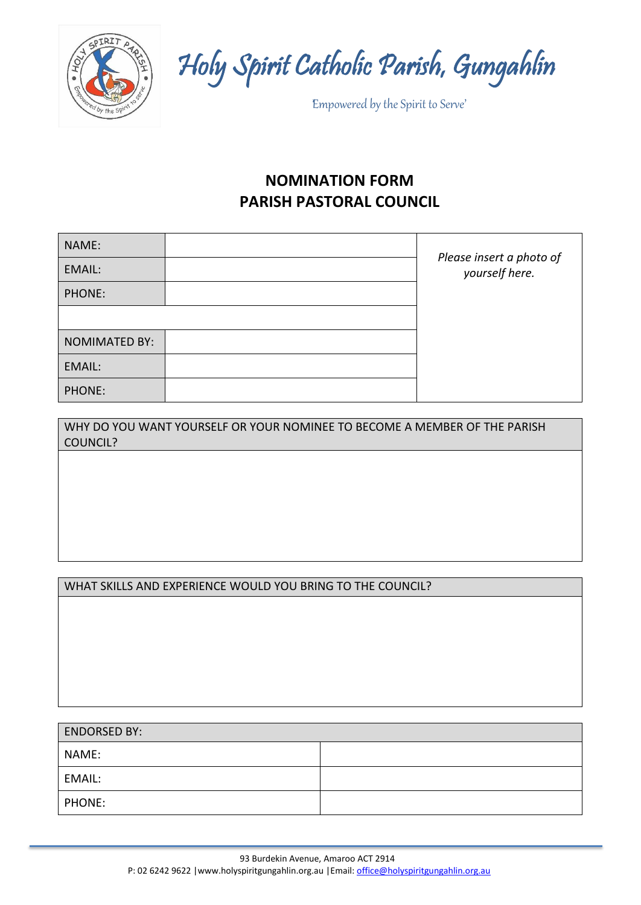# Holy Spirit Catholic Parish, Gungahlin

Empowered by the Spirit to Serve'

## NOMINATION FORM
## PARISH PASTORAL COUNCIL

| NAME: | | *Please insert a photo of yourself here.* |
|---|---|---|
| EMAIL: | | |
| PHONE: | | |
| | | |
| NOMIMATED BY: | | |
| EMAIL: | | |
| PHONE: | | |

| WHY DO YOU WANT YOURSELF OR YOUR NOMINEE TO BECOME A MEMBER OF THE PARISH COUNCIL? |
|---|
| |

| WHAT SKILLS AND EXPERIENCE WOULD YOU BRING TO THE COUNCIL? |
|---|
| |

| ENDORSED BY: | |
|---|---|
| NAME: | |
| EMAIL: | |
| PHONE: | |

93 Burdekin Avenue, Amaroo ACT 2914
P: 02 6242 9622 | www.holyspiritgungahlin.org.au | Email: office@holyspiritgungahlin.org.au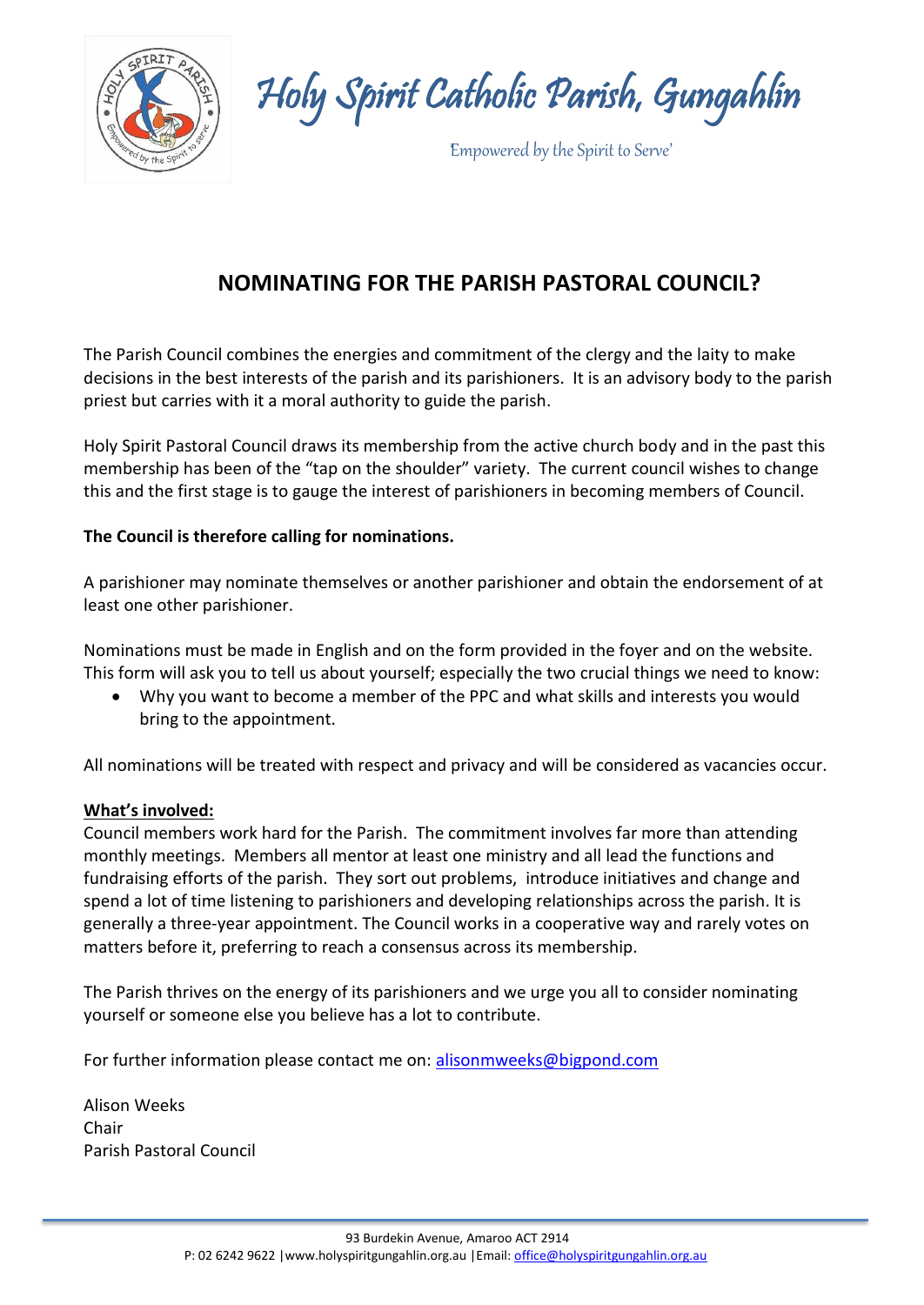# Holy Spirit Catholic Parish, Gungahlin

Empowered by the Spirit to Serve'

## NOMINATING FOR THE PARISH PASTORAL COUNCIL?

The Parish Council combines the energies and commitment of the clergy and the laity to make decisions in the best interests of the parish and its parishioners. It is an advisory body to the parish priest but carries with it a moral authority to guide the parish.

Holy Spirit Pastoral Council draws its membership from the active church body and in the past this membership has been of the "tap on the shoulder" variety. The current council wishes to change this and the first stage is to gauge the interest of parishioners in becoming members of Council.

**The Council is therefore calling for nominations.**

A parishioner may nominate themselves or another parishioner and obtain the endorsement of at least one other parishioner.

Nominations must be made in English and on the form provided in the foyer and on the website. This form will ask you to tell us about yourself; especially the two crucial things we need to know:

- Why you want to become a member of the PPC and what skills and interests you would bring to the appointment.

All nominations will be treated with respect and privacy and will be considered as vacancies occur.

**What's involved:**

Council members work hard for the Parish. The commitment involves far more than attending monthly meetings. Members all mentor at least one ministry and all lead the functions and fundraising efforts of the parish. They sort out problems, introduce initiatives and change and spend a lot of time listening to parishioners and developing relationships across the parish. It is generally a three-year appointment. The Council works in a cooperative way and rarely votes on matters before it, preferring to reach a consensus across its membership.

The Parish thrives on the energy of its parishioners and we urge you all to consider nominating yourself or someone else you believe has a lot to contribute.

For further information please contact me on: alisonmweeks@bigpond.com

Alison Weeks
Chair
Parish Pastoral Council

93 Burdekin Avenue, Amaroo ACT 2914
P: 02 6242 9622 | www.holyspiritgungahlin.org.au | Email: office@holyspiritgungahlin.org.au